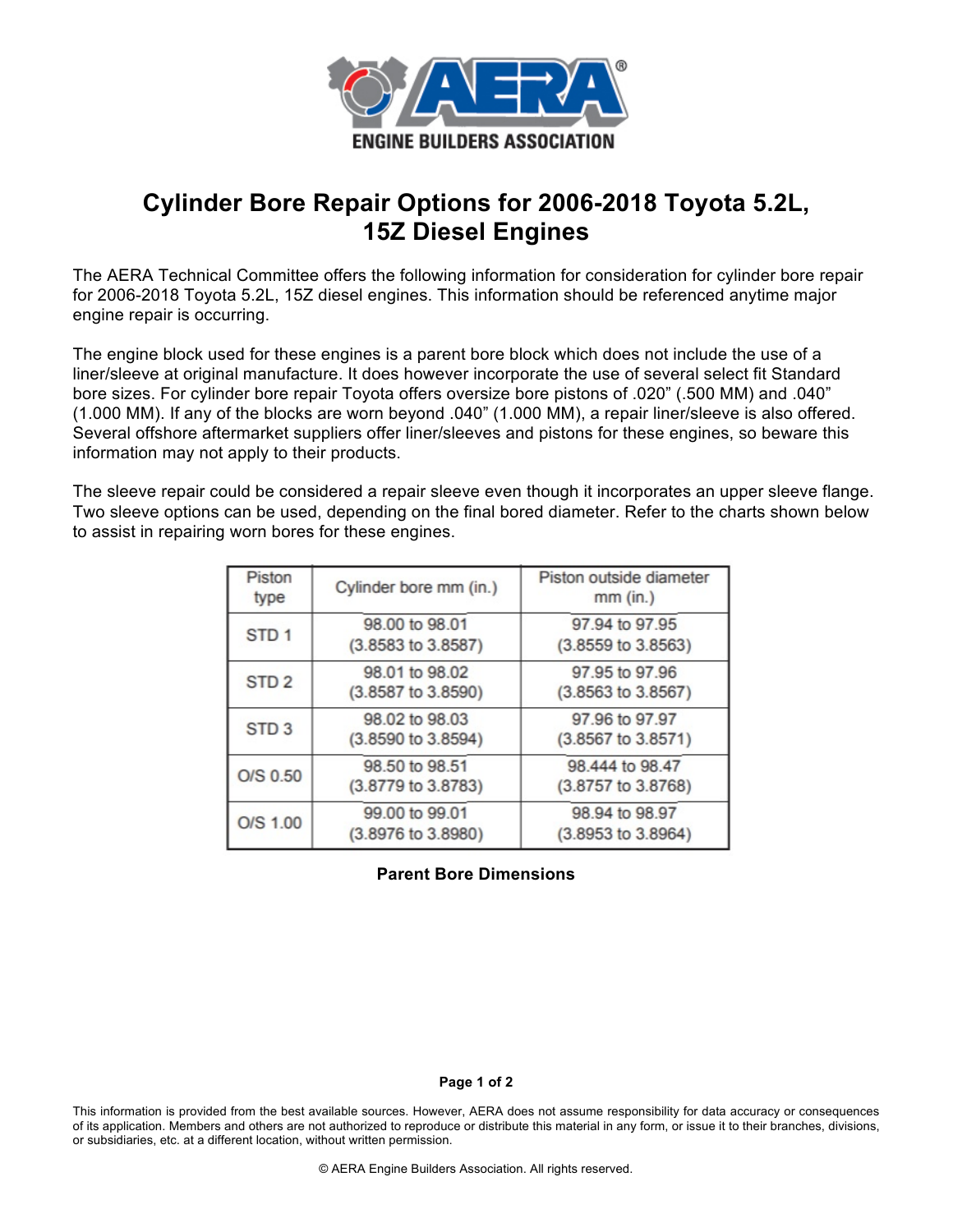ENGINE BUILDERS ASSOCIATION

# Cylinder Bore Repair Options for 2006-2018 Toyota 5.2L, 15Z Diesel Engines

The AERA Technical Committee offers the following information for consideration for cylinder bore repair for 2006-2018 Toyota 5.2L, 15Z diesel engines. This information should be referenced anytime major engine repair is occurring.

The engine block used for these engines is a parent bore block which does not include the use of a liner/sleeve at original manufacture. It does however incorporate the use of several select fit Standard bore sizes. For cylinder bore repair Toyota offers oversize bore pistons of .020" (.500 MM) and .040" (1.000 MM). If any of the blocks are worn beyond .040" (1.000 MM), a repair liner/sleeve is also offered. Several offshore aftermarket suppliers offer liner/sleeves and pistons for these engines, so beware this information may not apply to their products.

The sleeve repair could be considered a repair sleeve even though it incorporates an upper sleeve flange. Two sleeve options can be used, depending on the final bored diameter. Refer to the charts shown below to assist in repairing worn bores for these engines.

| Piston type | Cylinder bore mm (in.) | Piston outside diameter mm (in.) |
|---|---|---|
| STD 1 | 98.00 to 98.01 (3.8583 to 3.8587) | 97.94 to 97.95 (3.8559 to 3.8563) |
| STD 2 | 98.01 to 98.02 (3.8587 to 3.8590) | 97.95 to 97.96 (3.8563 to 3.8567) |
| STD 3 | 98.02 to 98.03 (3.8590 to 3.8594) | 97.96 to 97.97 (3.8567 to 3.8571) |
| O/S 0.50 | 98.50 to 98.51 (3.8779 to 3.8783) | 98.444 to 98.47 (3.8757 to 3.8768) |
| O/S 1.00 | 99.00 to 99.01 (3.8976 to 3.8980) | 98.94 to 98.97 (3.8953 to 3.8964) |

**Parent Bore Dimensions**

This information is provided from the best available sources. However, AERA does not assume responsibility for data accuracy or consequences of its application. Members and others are not authorized to reproduce or distribute this material in any form, or issue it to their branches, divisions, or subsidiaries, etc. at a different location, without written permission.

© AERA Engine Builders Association. All rights reserved.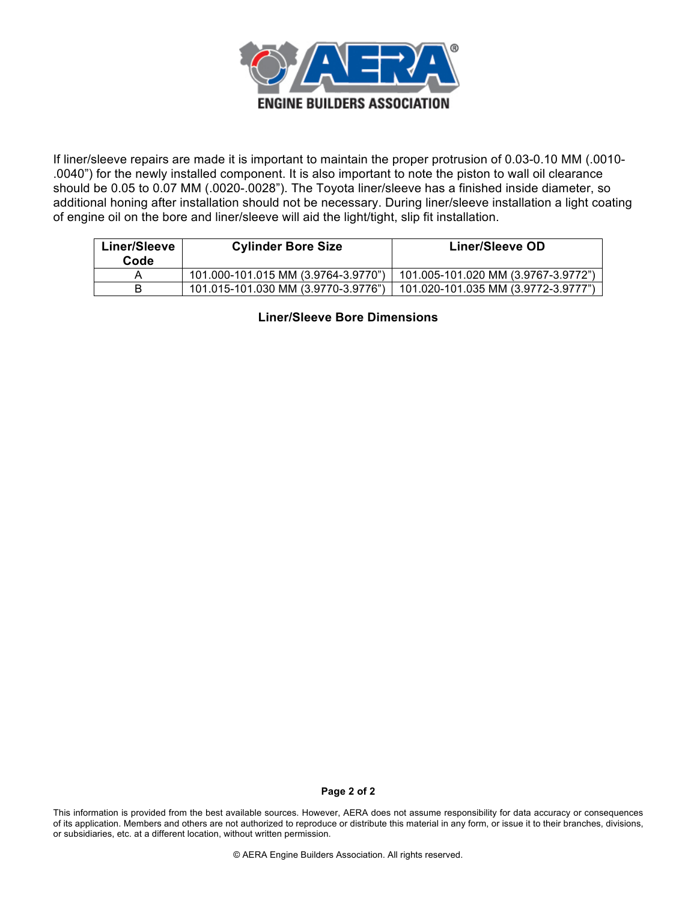If liner/sleeve repairs are made it is important to maintain the proper protrusion of 0.03-0.10 MM (.0010-.0040") for the newly installed component. It is also important to note the piston to wall oil clearance should be 0.05 to 0.07 MM (.0020-.0028"). The Toyota liner/sleeve has a finished inside diameter, so additional honing after installation should not be necessary. During liner/sleeve installation a light coating of engine oil on the bore and liner/sleeve will aid the light/tight, slip fit installation.

| Liner/Sleeve Code | Cylinder Bore Size | Liner/Sleeve OD |
|---|---|---|
| A | 101.000-101.015 MM (3.9764-3.9770") | 101.005-101.020 MM (3.9767-3.9772") |
| B | 101.015-101.030 MM (3.9770-3.9776") | 101.020-101.035 MM (3.9772-3.9777") |

**Liner/Sleeve Bore Dimensions**

This information is provided from the best available sources. However, AERA does not assume responsibility for data accuracy or consequences of its application. Members and others are not authorized to reproduce or distribute this material in any form, or issue it to their branches, divisions, or subsidiaries, etc. at a different location, without written permission.

© AERA Engine Builders Association. All rights reserved.